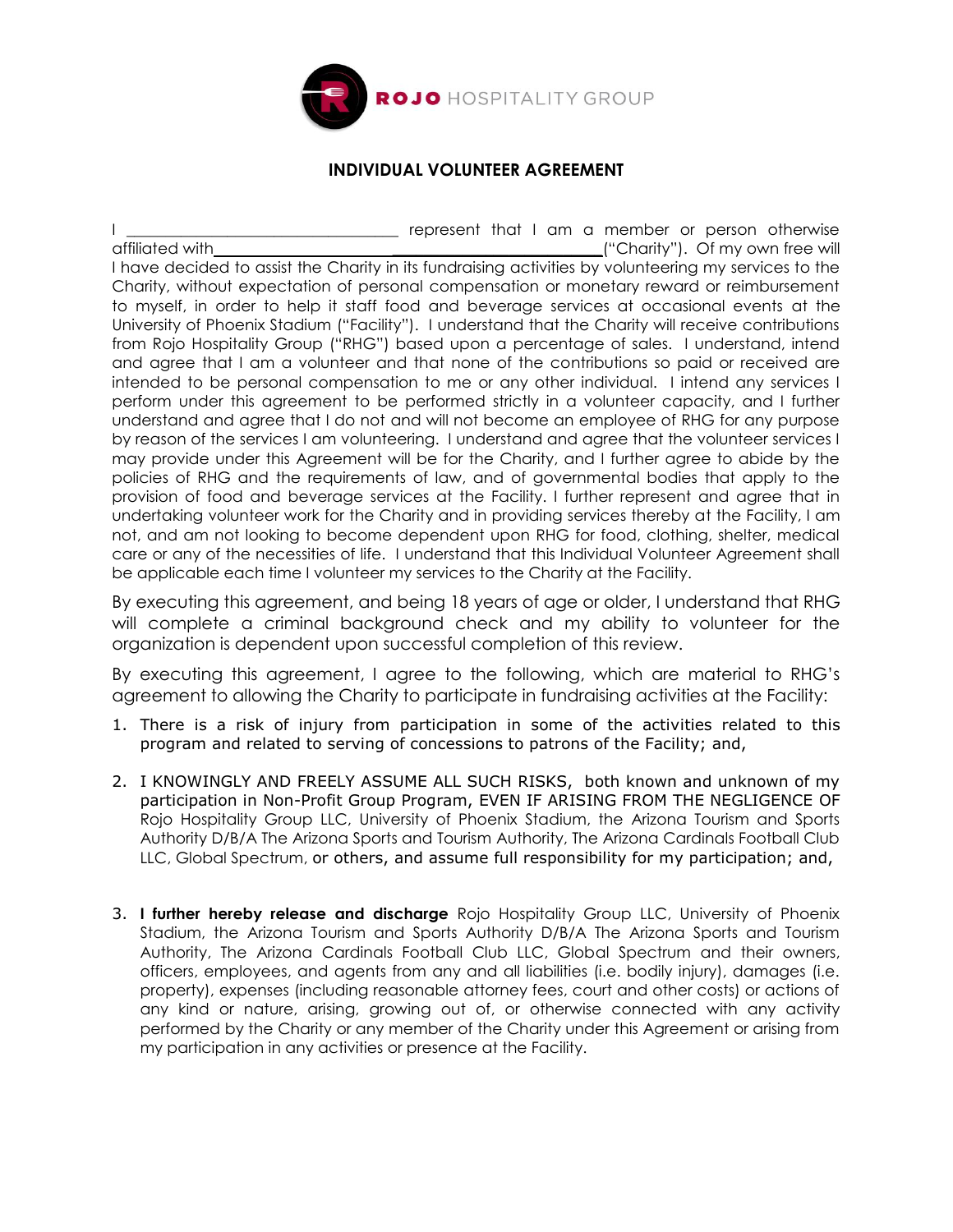**ROJO** HOSPITALITY GROUP

## INDIVIDUAL VOLUNTEER AGREEMENT

I ________________________________ represent that I am a member or person otherwise affiliated with_______________________________________________("Charity"). Of my own free will I have decided to assist the Charity in its fundraising activities by volunteering my services to the Charity, without expectation of personal compensation or monetary reward or reimbursement to myself, in order to help it staff food and beverage services at occasional events at the University of Phoenix Stadium ("Facility"). I understand that the Charity will receive contributions from Rojo Hospitality Group ("RHG") based upon a percentage of sales. I understand, intend and agree that I am a volunteer and that none of the contributions so paid or received are intended to be personal compensation to me or any other individual. I intend any services I perform under this agreement to be performed strictly in a volunteer capacity, and I further understand and agree that I do not and will not become an employee of RHG for any purpose by reason of the services I am volunteering. I understand and agree that the volunteer services I may provide under this Agreement will be for the Charity, and I further agree to abide by the policies of RHG and the requirements of law, and of governmental bodies that apply to the provision of food and beverage services at the Facility. I further represent and agree that in undertaking volunteer work for the Charity and in providing services thereby at the Facility, I am not, and am not looking to become dependent upon RHG for food, clothing, shelter, medical care or any of the necessities of life. I understand that this Individual Volunteer Agreement shall be applicable each time I volunteer my services to the Charity at the Facility.

By executing this agreement, and being 18 years of age or older, I understand that RHG will complete a criminal background check and my ability to volunteer for the organization is dependent upon successful completion of this review.

By executing this agreement, I agree to the following, which are material to RHG's agreement to allowing the Charity to participate in fundraising activities at the Facility:

1. There is a risk of injury from participation in some of the activities related to this program and related to serving of concessions to patrons of the Facility; and,

2. I KNOWINGLY AND FREELY ASSUME ALL SUCH RISKS, both known and unknown of my participation in Non-Profit Group Program, EVEN IF ARISING FROM THE NEGLIGENCE OF Rojo Hospitality Group LLC, University of Phoenix Stadium, the Arizona Tourism and Sports Authority D/B/A The Arizona Sports and Tourism Authority, The Arizona Cardinals Football Club LLC, Global Spectrum, or others, and assume full responsibility for my participation; and,

3. **I further hereby release and discharge** Rojo Hospitality Group LLC, University of Phoenix Stadium, the Arizona Tourism and Sports Authority D/B/A The Arizona Sports and Tourism Authority, The Arizona Cardinals Football Club LLC, Global Spectrum and their owners, officers, employees, and agents from any and all liabilities (i.e. bodily injury), damages (i.e. property), expenses (including reasonable attorney fees, court and other costs) or actions of any kind or nature, arising, growing out of, or otherwise connected with any activity performed by the Charity or any member of the Charity under this Agreement or arising from my participation in any activities or presence at the Facility.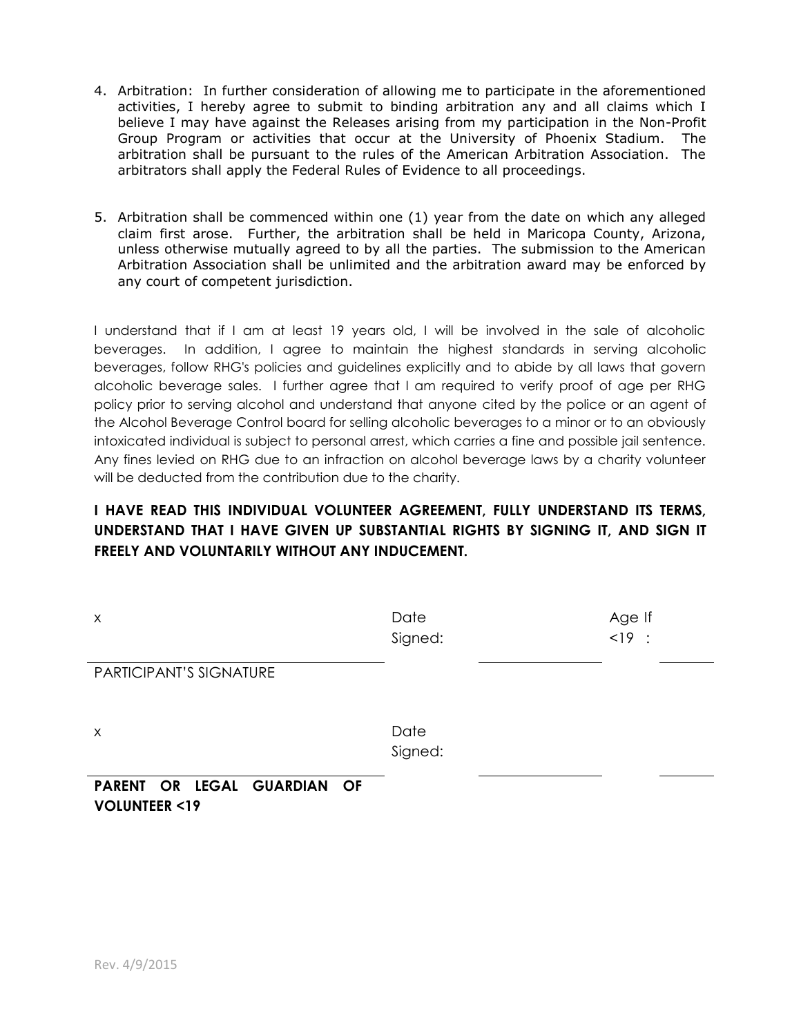4. Arbitration: In further consideration of allowing me to participate in the aforementioned activities, I hereby agree to submit to binding arbitration any and all claims which I believe I may have against the Releases arising from my participation in the Non-Profit Group Program or activities that occur at the University of Phoenix Stadium. The arbitration shall be pursuant to the rules of the American Arbitration Association. The arbitrators shall apply the Federal Rules of Evidence to all proceedings.

5. Arbitration shall be commenced within one (1) year from the date on which any alleged claim first arose. Further, the arbitration shall be held in Maricopa County, Arizona, unless otherwise mutually agreed to by all the parties. The submission to the American Arbitration Association shall be unlimited and the arbitration award may be enforced by any court of competent jurisdiction.

I understand that if I am at least 19 years old, I will be involved in the sale of alcoholic beverages. In addition, I agree to maintain the highest standards in serving alcoholic beverages, follow RHG's policies and guidelines explicitly and to abide by all laws that govern alcoholic beverage sales. I further agree that I am required to verify proof of age per RHG policy prior to serving alcohol and understand that anyone cited by the police or an agent of the Alcohol Beverage Control board for selling alcoholic beverages to a minor or to an obviously intoxicated individual is subject to personal arrest, which carries a fine and possible jail sentence. Any fines levied on RHG due to an infraction on alcohol beverage laws by a charity volunteer will be deducted from the contribution due to the charity.

**I HAVE READ THIS INDIVIDUAL VOLUNTEER AGREEMENT, FULLY UNDERSTAND ITS TERMS, UNDERSTAND THAT I HAVE GIVEN UP SUBSTANTIAL RIGHTS BY SIGNING IT, AND SIGN IT FREELY AND VOLUNTARILY WITHOUT ANY INDUCEMENT.**

x ______________________________ Date Signed: ______________ Age If <19 : ________

PARTICIPANT'S SIGNATURE

x ______________________________ Date Signed: ______________ ________

**PARENT OR LEGAL GUARDIAN OF VOLUNTEER <19**

Rev. 4/9/2015